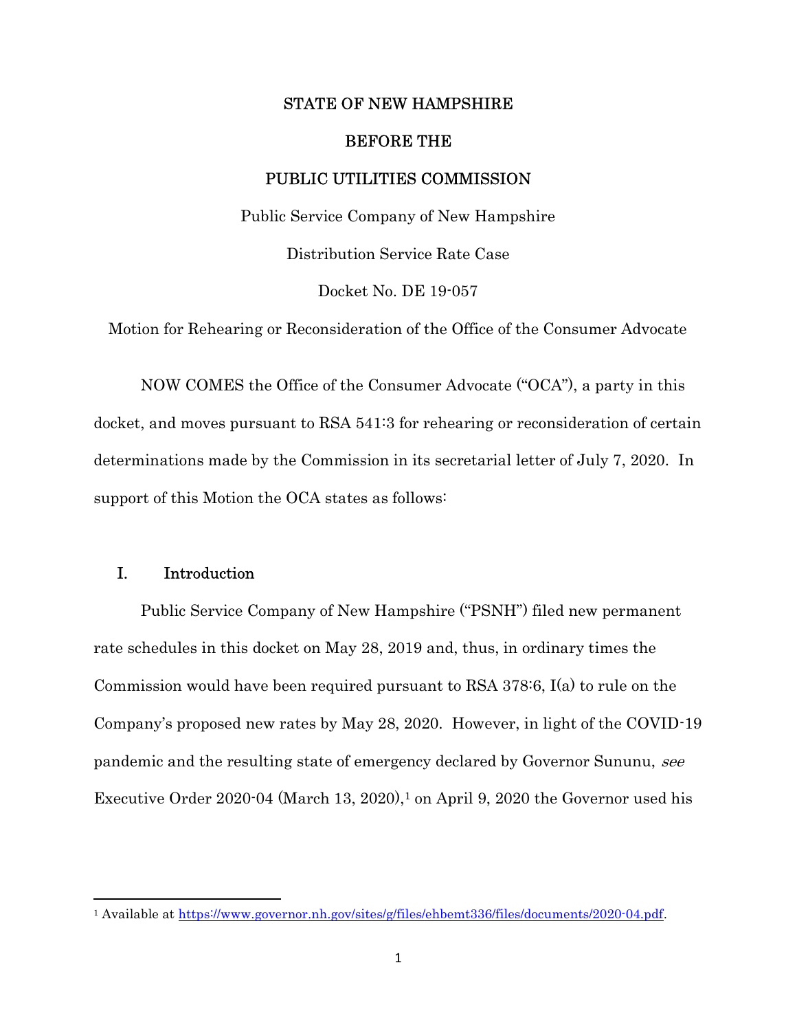STATE OF NEW HAMPSHIRE

BEFORE THE

PUBLIC UTILITIES COMMISSION

Public Service Company of New Hampshire

Distribution Service Rate Case

Docket No. DE 19-057

Motion for Rehearing or Reconsideration of the Office of the Consumer Advocate

NOW COMES the Office of the Consumer Advocate ("OCA"), a party in this docket, and moves pursuant to RSA 541:3 for rehearing or reconsideration of certain determinations made by the Commission in its secretarial letter of July 7, 2020. In support of this Motion the OCA states as follows:

## I. Introduction

Public Service Company of New Hampshire ("PSNH") filed new permanent rate schedules in this docket on May 28, 2019 and, thus, in ordinary times the Commission would have been required pursuant to RSA 378:6, I(a) to rule on the Company's proposed new rates by May 28, 2020. However, in light of the COVID-19 pandemic and the resulting state of emergency declared by Governor Sununu, *see* Executive Order 2020-04 (March 13, 2020),[1] on April 9, 2020 the Governor used his

---

[1] Available at https://www.governor.nh.gov/sites/g/files/ehbemt336/files/documents/2020-04.pdf.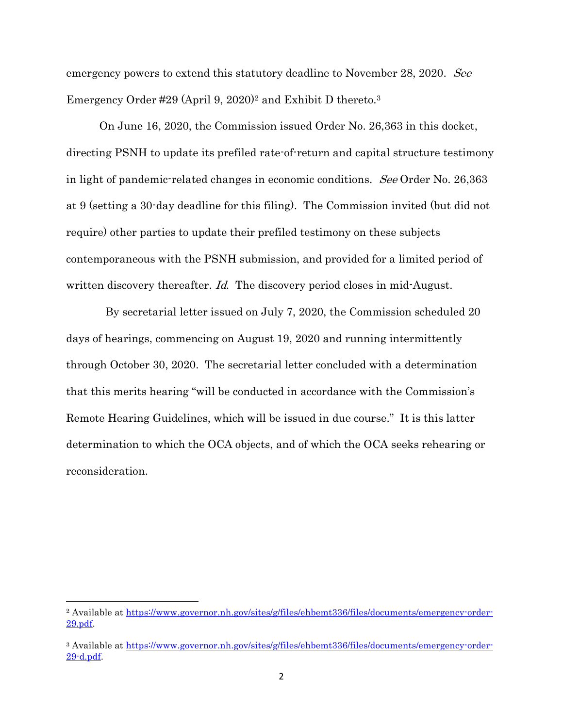emergency powers to extend this statutory deadline to November 28, 2020. *See* Emergency Order #29 (April 9, 2020)[2] and Exhibit D thereto.[3]

On June 16, 2020, the Commission issued Order No. 26,363 in this docket, directing PSNH to update its prefiled rate-of-return and capital structure testimony in light of pandemic-related changes in economic conditions. *See* Order No. 26,363 at 9 (setting a 30-day deadline for this filing). The Commission invited (but did not require) other parties to update their prefiled testimony on these subjects contemporaneous with the PSNH submission, and provided for a limited period of written discovery thereafter. *Id.* The discovery period closes in mid-August.

By secretarial letter issued on July 7, 2020, the Commission scheduled 20 days of hearings, commencing on August 19, 2020 and running intermittently through October 30, 2020. The secretarial letter concluded with a determination that this merits hearing "will be conducted in accordance with the Commission's Remote Hearing Guidelines, which will be issued in due course." It is this latter determination to which the OCA objects, and of which the OCA seeks rehearing or reconsideration.

---

[2] Available at https://www.governor.nh.gov/sites/g/files/ehbemt336/files/documents/emergency-order-29.pdf.

[3] Available at https://www.governor.nh.gov/sites/g/files/ehbemt336/files/documents/emergency-order-29-d.pdf.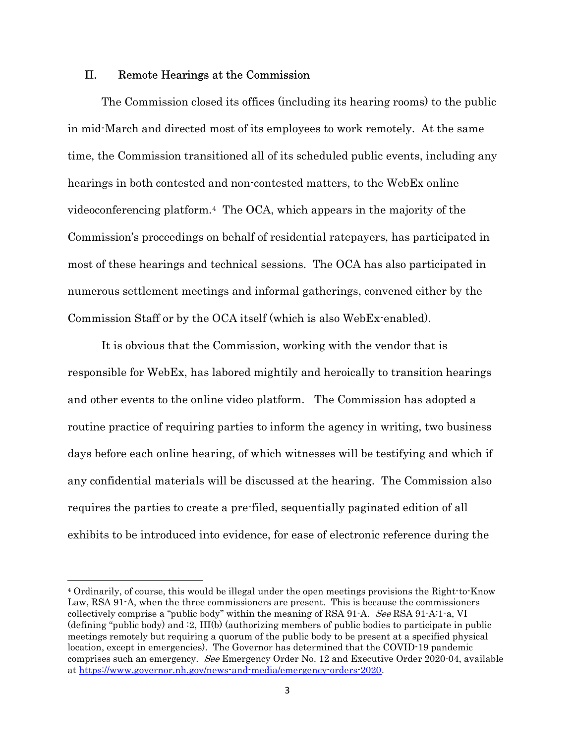## II. Remote Hearings at the Commission

The Commission closed its offices (including its hearing rooms) to the public in mid-March and directed most of its employees to work remotely. At the same time, the Commission transitioned all of its scheduled public events, including any hearings in both contested and non-contested matters, to the WebEx online videoconferencing platform.[4] The OCA, which appears in the majority of the Commission's proceedings on behalf of residential ratepayers, has participated in most of these hearings and technical sessions. The OCA has also participated in numerous settlement meetings and informal gatherings, convened either by the Commission Staff or by the OCA itself (which is also WebEx-enabled).

It is obvious that the Commission, working with the vendor that is responsible for WebEx, has labored mightily and heroically to transition hearings and other events to the online video platform. The Commission has adopted a routine practice of requiring parties to inform the agency in writing, two business days before each online hearing, of which witnesses will be testifying and which if any confidential materials will be discussed at the hearing. The Commission also requires the parties to create a pre-filed, sequentially paginated edition of all exhibits to be introduced into evidence, for ease of electronic reference during the

---

[4] Ordinarily, of course, this would be illegal under the open meetings provisions the Right-to-Know Law, RSA 91-A, when the three commissioners are present. This is because the commissioners collectively comprise a "public body" within the meaning of RSA 91-A. *See* RSA 91-A:1-a, VI (defining "public body) and :2, III(b) (authorizing members of public bodies to participate in public meetings remotely but requiring a quorum of the public body to be present at a specified physical location, except in emergencies). The Governor has determined that the COVID-19 pandemic comprises such an emergency. *See* Emergency Order No. 12 and Executive Order 2020-04, available at [https://www.governor.nh.gov/news-and-media/emergency-orders-2020](https://www.governor.nh.gov/news-and-media/emergency-orders-2020).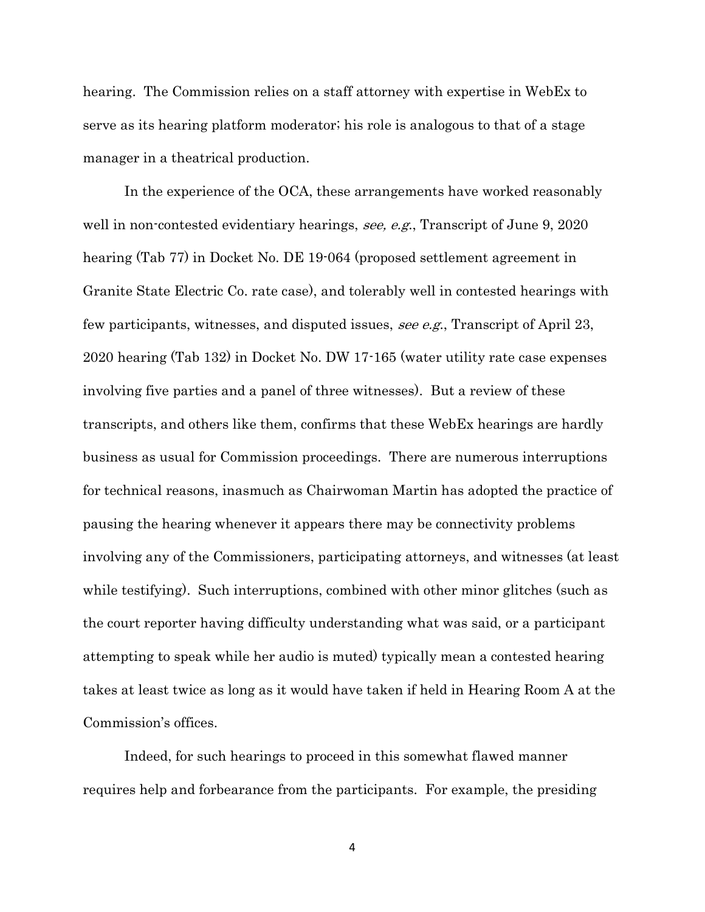hearing. The Commission relies on a staff attorney with expertise in WebEx to serve as its hearing platform moderator; his role is analogous to that of a stage manager in a theatrical production.

In the experience of the OCA, these arrangements have worked reasonably well in non-contested evidentiary hearings, *see, e.g.*, Transcript of June 9, 2020 hearing (Tab 77) in Docket No. DE 19-064 (proposed settlement agreement in Granite State Electric Co. rate case), and tolerably well in contested hearings with few participants, witnesses, and disputed issues, *see e.g.*, Transcript of April 23, 2020 hearing (Tab 132) in Docket No. DW 17-165 (water utility rate case expenses involving five parties and a panel of three witnesses). But a review of these transcripts, and others like them, confirms that these WebEx hearings are hardly business as usual for Commission proceedings. There are numerous interruptions for technical reasons, inasmuch as Chairwoman Martin has adopted the practice of pausing the hearing whenever it appears there may be connectivity problems involving any of the Commissioners, participating attorneys, and witnesses (at least while testifying). Such interruptions, combined with other minor glitches (such as the court reporter having difficulty understanding what was said, or a participant attempting to speak while her audio is muted) typically mean a contested hearing takes at least twice as long as it would have taken if held in Hearing Room A at the Commission's offices.

Indeed, for such hearings to proceed in this somewhat flawed manner requires help and forbearance from the participants. For example, the presiding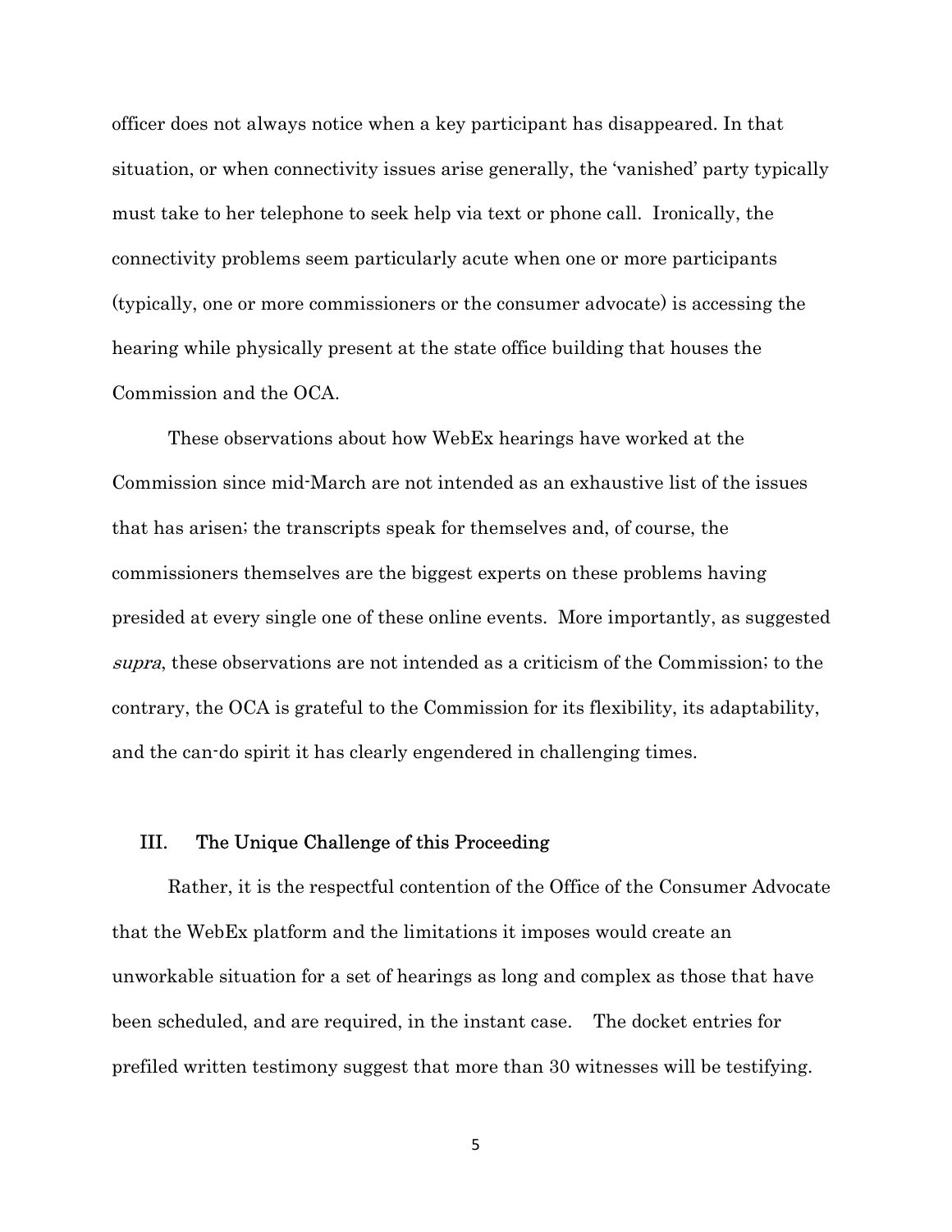officer does not always notice when a key participant has disappeared. In that situation, or when connectivity issues arise generally, the 'vanished' party typically must take to her telephone to seek help via text or phone call. Ironically, the connectivity problems seem particularly acute when one or more participants (typically, one or more commissioners or the consumer advocate) is accessing the hearing while physically present at the state office building that houses the Commission and the OCA.

These observations about how WebEx hearings have worked at the Commission since mid-March are not intended as an exhaustive list of the issues that has arisen; the transcripts speak for themselves and, of course, the commissioners themselves are the biggest experts on these problems having presided at every single one of these online events. More importantly, as suggested *supra*, these observations are not intended as a criticism of the Commission; to the contrary, the OCA is grateful to the Commission for its flexibility, its adaptability, and the can-do spirit it has clearly engendered in challenging times.

## III. The Unique Challenge of this Proceeding

Rather, it is the respectful contention of the Office of the Consumer Advocate that the WebEx platform and the limitations it imposes would create an unworkable situation for a set of hearings as long and complex as those that have been scheduled, and are required, in the instant case. The docket entries for prefiled written testimony suggest that more than 30 witnesses will be testifying.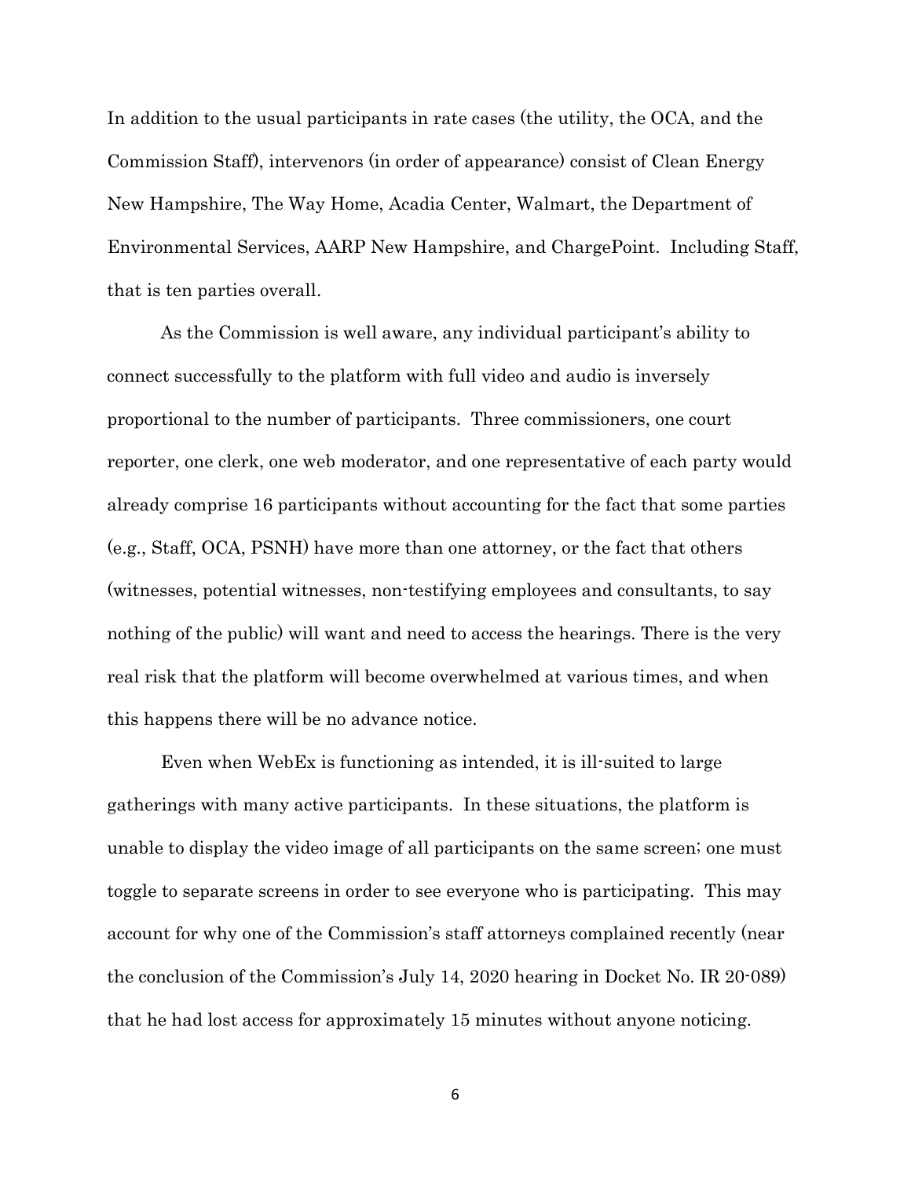In addition to the usual participants in rate cases (the utility, the OCA, and the Commission Staff), intervenors (in order of appearance) consist of Clean Energy New Hampshire, The Way Home, Acadia Center, Walmart, the Department of Environmental Services, AARP New Hampshire, and ChargePoint. Including Staff, that is ten parties overall.

As the Commission is well aware, any individual participant's ability to connect successfully to the platform with full video and audio is inversely proportional to the number of participants. Three commissioners, one court reporter, one clerk, one web moderator, and one representative of each party would already comprise 16 participants without accounting for the fact that some parties (e.g., Staff, OCA, PSNH) have more than one attorney, or the fact that others (witnesses, potential witnesses, non-testifying employees and consultants, to say nothing of the public) will want and need to access the hearings. There is the very real risk that the platform will become overwhelmed at various times, and when this happens there will be no advance notice.

Even when WebEx is functioning as intended, it is ill-suited to large gatherings with many active participants. In these situations, the platform is unable to display the video image of all participants on the same screen; one must toggle to separate screens in order to see everyone who is participating. This may account for why one of the Commission's staff attorneys complained recently (near the conclusion of the Commission's July 14, 2020 hearing in Docket No. IR 20-089) that he had lost access for approximately 15 minutes without anyone noticing.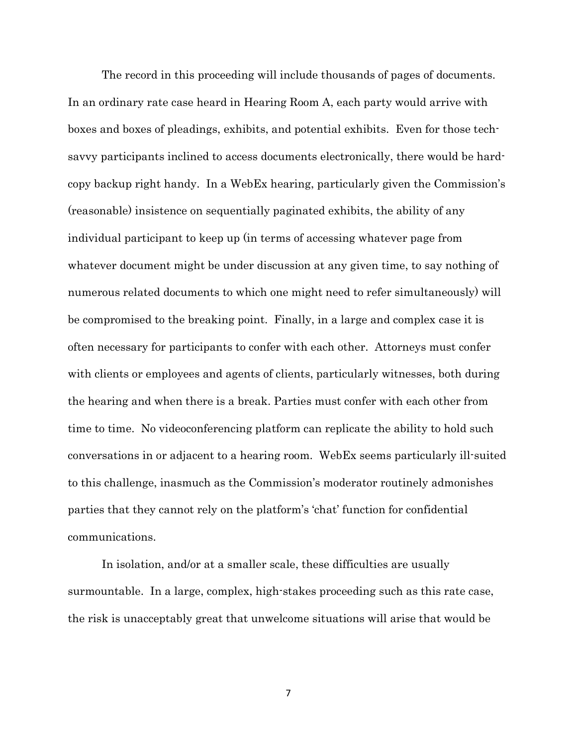The record in this proceeding will include thousands of pages of documents. In an ordinary rate case heard in Hearing Room A, each party would arrive with boxes and boxes of pleadings, exhibits, and potential exhibits. Even for those tech-savvy participants inclined to access documents electronically, there would be hard-copy backup right handy. In a WebEx hearing, particularly given the Commission's (reasonable) insistence on sequentially paginated exhibits, the ability of any individual participant to keep up (in terms of accessing whatever page from whatever document might be under discussion at any given time, to say nothing of numerous related documents to which one might need to refer simultaneously) will be compromised to the breaking point. Finally, in a large and complex case it is often necessary for participants to confer with each other. Attorneys must confer with clients or employees and agents of clients, particularly witnesses, both during the hearing and when there is a break. Parties must confer with each other from time to time. No videoconferencing platform can replicate the ability to hold such conversations in or adjacent to a hearing room. WebEx seems particularly ill-suited to this challenge, inasmuch as the Commission's moderator routinely admonishes parties that they cannot rely on the platform's 'chat' function for confidential communications.

In isolation, and/or at a smaller scale, these difficulties are usually surmountable. In a large, complex, high-stakes proceeding such as this rate case, the risk is unacceptably great that unwelcome situations will arise that would be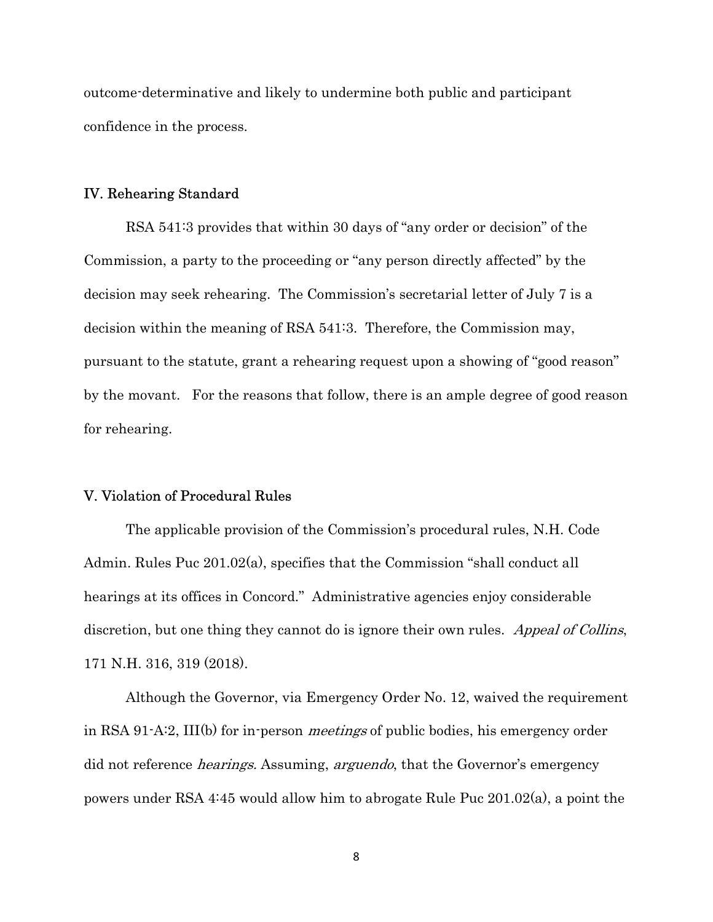outcome-determinative and likely to undermine both public and participant confidence in the process.

## IV. Rehearing Standard

RSA 541:3 provides that within 30 days of "any order or decision" of the Commission, a party to the proceeding or "any person directly affected" by the decision may seek rehearing. The Commission's secretarial letter of July 7 is a decision within the meaning of RSA 541:3. Therefore, the Commission may, pursuant to the statute, grant a rehearing request upon a showing of "good reason" by the movant. For the reasons that follow, there is an ample degree of good reason for rehearing.

## V. Violation of Procedural Rules

The applicable provision of the Commission's procedural rules, N.H. Code Admin. Rules Puc 201.02(a), specifies that the Commission "shall conduct all hearings at its offices in Concord." Administrative agencies enjoy considerable discretion, but one thing they cannot do is ignore their own rules. *Appeal of Collins*, 171 N.H. 316, 319 (2018).

Although the Governor, via Emergency Order No. 12, waived the requirement in RSA 91-A:2, III(b) for in-person *meetings* of public bodies, his emergency order did not reference *hearings.* Assuming, *arguendo*, that the Governor's emergency powers under RSA 4:45 would allow him to abrogate Rule Puc 201.02(a), a point the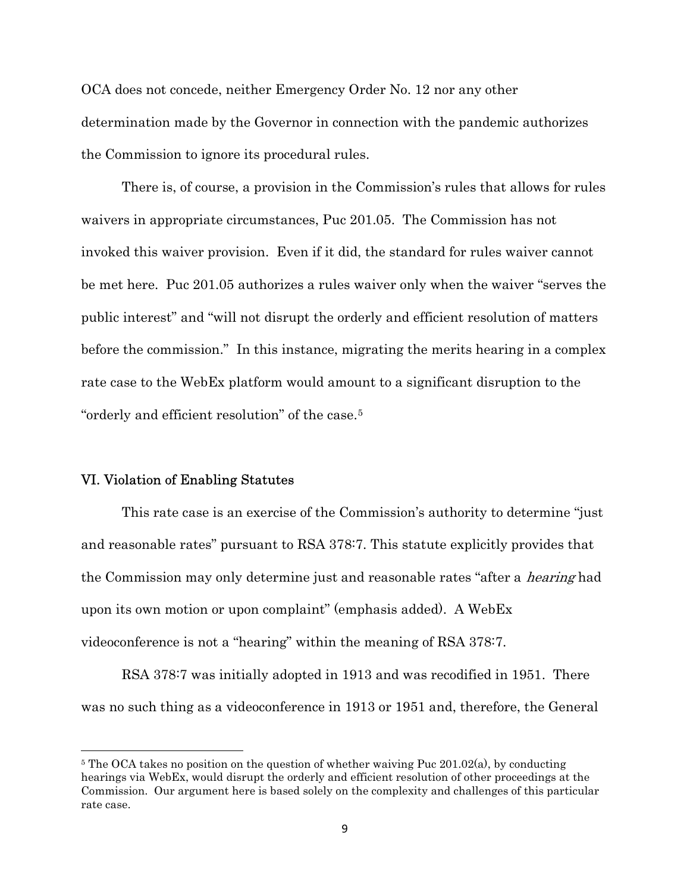OCA does not concede, neither Emergency Order No. 12 nor any other determination made by the Governor in connection with the pandemic authorizes the Commission to ignore its procedural rules.

There is, of course, a provision in the Commission's rules that allows for rules waivers in appropriate circumstances, Puc 201.05. The Commission has not invoked this waiver provision. Even if it did, the standard for rules waiver cannot be met here. Puc 201.05 authorizes a rules waiver only when the waiver "serves the public interest" and "will not disrupt the orderly and efficient resolution of matters before the commission." In this instance, migrating the merits hearing in a complex rate case to the WebEx platform would amount to a significant disruption to the "orderly and efficient resolution" of the case.[5]

## VI. Violation of Enabling Statutes

This rate case is an exercise of the Commission's authority to determine "just and reasonable rates" pursuant to RSA 378:7. This statute explicitly provides that the Commission may only determine just and reasonable rates "after a *hearing* had upon its own motion or upon complaint" (emphasis added). A WebEx videoconference is not a "hearing" within the meaning of RSA 378:7.

RSA 378:7 was initially adopted in 1913 and was recodified in 1951. There was no such thing as a videoconference in 1913 or 1951 and, therefore, the General

[5] The OCA takes no position on the question of whether waiving Puc 201.02(a), by conducting hearings via WebEx, would disrupt the orderly and efficient resolution of other proceedings at the Commission. Our argument here is based solely on the complexity and challenges of this particular rate case.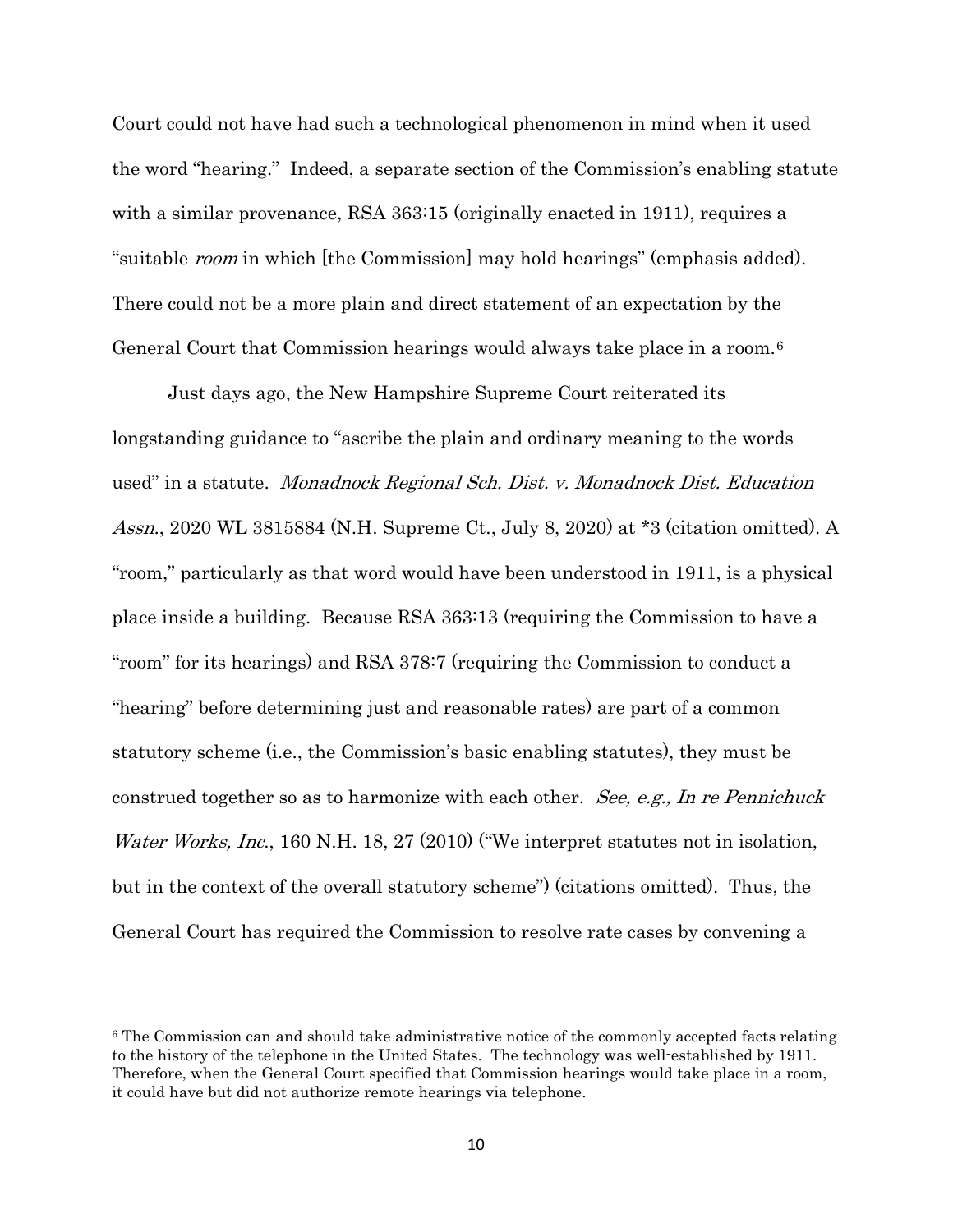Court could not have had such a technological phenomenon in mind when it used the word "hearing." Indeed, a separate section of the Commission's enabling statute with a similar provenance, RSA 363:15 (originally enacted in 1911), requires a "suitable *room* in which [the Commission] may hold hearings" (emphasis added). There could not be a more plain and direct statement of an expectation by the General Court that Commission hearings would always take place in a room.[6]

Just days ago, the New Hampshire Supreme Court reiterated its longstanding guidance to "ascribe the plain and ordinary meaning to the words used" in a statute. *Monadnock Regional Sch. Dist. v. Monadnock Dist. Education Assn.*, 2020 WL 3815884 (N.H. Supreme Ct., July 8, 2020) at *3 (citation omitted). A "room," particularly as that word would have been understood in 1911, is a physical place inside a building. Because RSA 363:13 (requiring the Commission to have a "room" for its hearings) and RSA 378:7 (requiring the Commission to conduct a "hearing" before determining just and reasonable rates) are part of a common statutory scheme (i.e., the Commission's basic enabling statutes), they must be construed together so as to harmonize with each other. *See, e.g., In re Pennichuck Water Works, Inc.*, 160 N.H. 18, 27 (2010) ("We interpret statutes not in isolation, but in the context of the overall statutory scheme") (citations omitted). Thus, the General Court has required the Commission to resolve rate cases by convening a

---

[6] The Commission can and should take administrative notice of the commonly accepted facts relating to the history of the telephone in the United States. The technology was well-established by 1911. Therefore, when the General Court specified that Commission hearings would take place in a room, it could have but did not authorize remote hearings via telephone.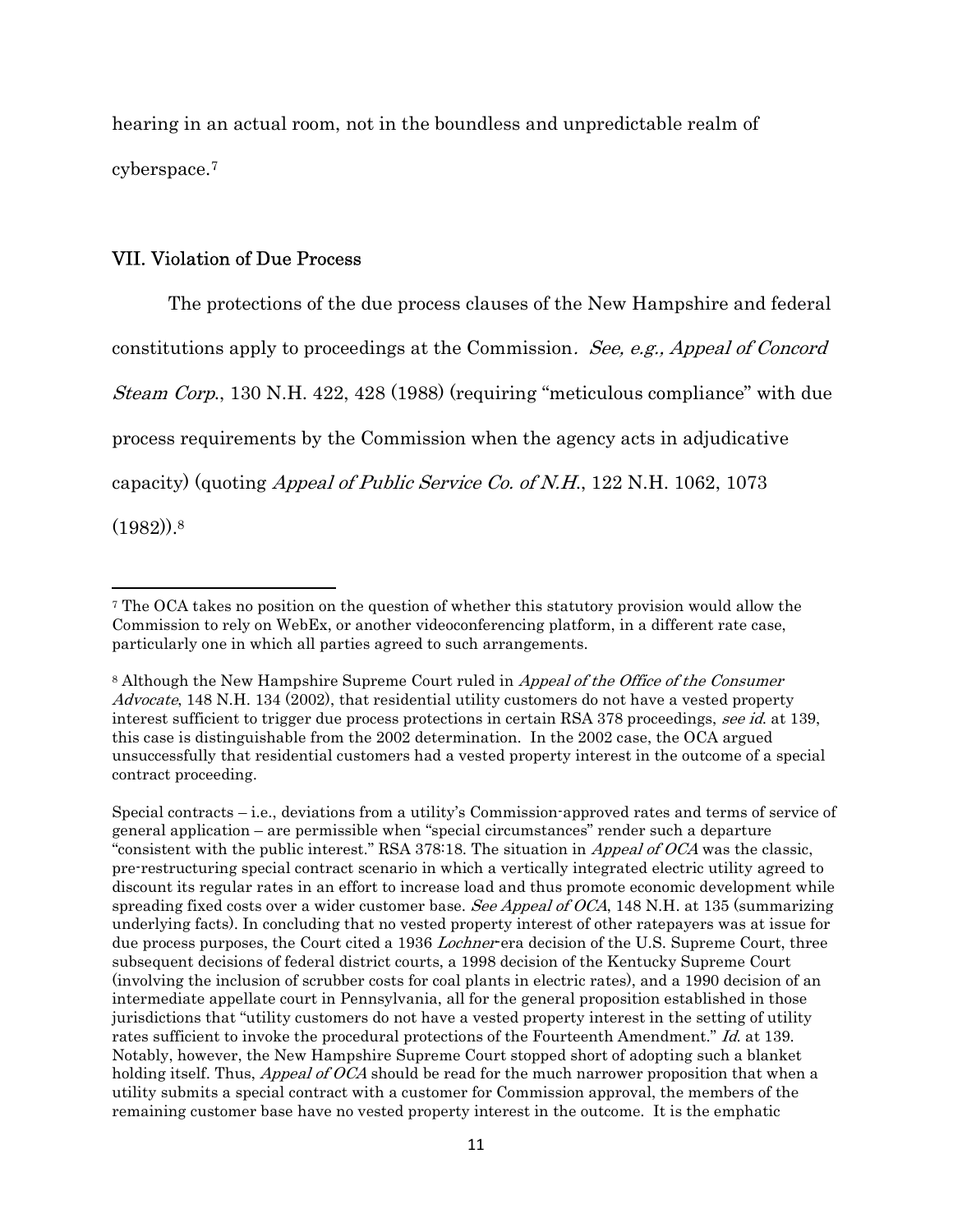hearing in an actual room, not in the boundless and unpredictable realm of cyberspace.[7]

## VII. Violation of Due Process

The protections of the due process clauses of the New Hampshire and federal constitutions apply to proceedings at the Commission. *See, e.g., Appeal of Concord Steam Corp.*, 130 N.H. 422, 428 (1988) (requiring "meticulous compliance" with due process requirements by the Commission when the agency acts in adjudicative capacity) (quoting *Appeal of Public Service Co. of N.H.*, 122 N.H. 1062, 1073 (1982)).[8]

---

[7] The OCA takes no position on the question of whether this statutory provision would allow the Commission to rely on WebEx, or another videoconferencing platform, in a different rate case, particularly one in which all parties agreed to such arrangements.

[8] Although the New Hampshire Supreme Court ruled in *Appeal of the Office of the Consumer Advocate*, 148 N.H. 134 (2002), that residential utility customers do not have a vested property interest sufficient to trigger due process protections in certain RSA 378 proceedings, *see id.* at 139, this case is distinguishable from the 2002 determination. In the 2002 case, the OCA argued unsuccessfully that residential customers had a vested property interest in the outcome of a special contract proceeding.

Special contracts – i.e., deviations from a utility's Commission-approved rates and terms of service of general application – are permissible when "special circumstances" render such a departure "consistent with the public interest." RSA 378:18. The situation in *Appeal of OCA* was the classic, pre-restructuring special contract scenario in which a vertically integrated electric utility agreed to discount its regular rates in an effort to increase load and thus promote economic development while spreading fixed costs over a wider customer base. *See Appeal of OCA*, 148 N.H. at 135 (summarizing underlying facts). In concluding that no vested property interest of other ratepayers was at issue for due process purposes, the Court cited a 1936 *Lochner*-era decision of the U.S. Supreme Court, three subsequent decisions of federal district courts, a 1998 decision of the Kentucky Supreme Court (involving the inclusion of scrubber costs for coal plants in electric rates), and a 1990 decision of an intermediate appellate court in Pennsylvania, all for the general proposition established in those jurisdictions that "utility customers do not have a vested property interest in the setting of utility rates sufficient to invoke the procedural protections of the Fourteenth Amendment." *Id.* at 139. Notably, however, the New Hampshire Supreme Court stopped short of adopting such a blanket holding itself. Thus, *Appeal of OCA* should be read for the much narrower proposition that when a utility submits a special contract with a customer for Commission approval, the members of the remaining customer base have no vested property interest in the outcome. It is the emphatic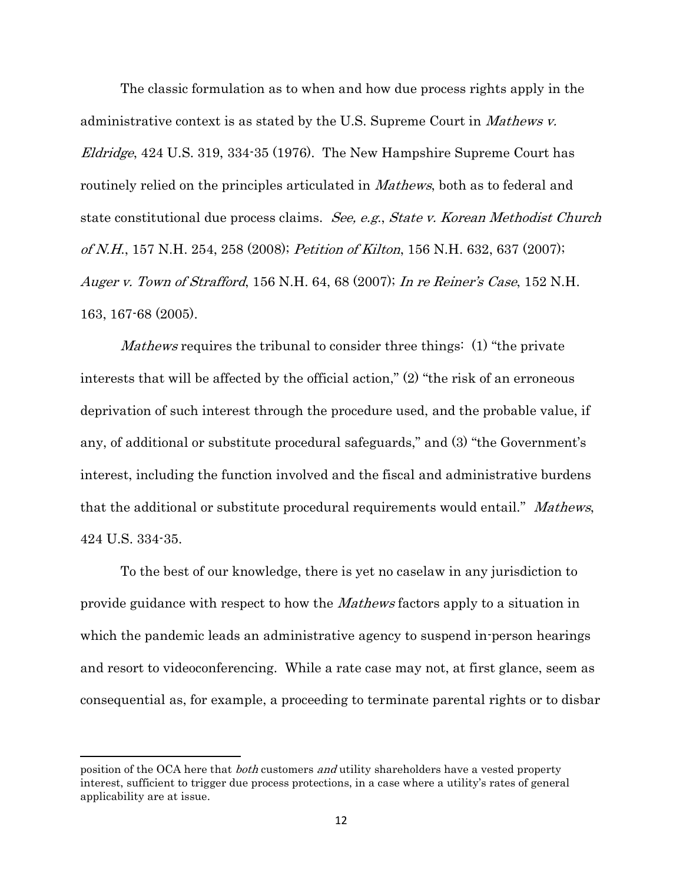The classic formulation as to when and how due process rights apply in the administrative context is as stated by the U.S. Supreme Court in *Mathews v. Eldridge*, 424 U.S. 319, 334-35 (1976). The New Hampshire Supreme Court has routinely relied on the principles articulated in *Mathews*, both as to federal and state constitutional due process claims. *See, e.g.*, *State v. Korean Methodist Church of N.H.*, 157 N.H. 254, 258 (2008); *Petition of Kilton*, 156 N.H. 632, 637 (2007); *Auger v. Town of Strafford*, 156 N.H. 64, 68 (2007); *In re Reiner's Case*, 152 N.H. 163, 167-68 (2005).

*Mathews* requires the tribunal to consider three things: (1) "the private interests that will be affected by the official action," (2) "the risk of an erroneous deprivation of such interest through the procedure used, and the probable value, if any, of additional or substitute procedural safeguards," and (3) "the Government's interest, including the function involved and the fiscal and administrative burdens that the additional or substitute procedural requirements would entail." *Mathews*, 424 U.S. 334-35.

To the best of our knowledge, there is yet no caselaw in any jurisdiction to provide guidance with respect to how the *Mathews* factors apply to a situation in which the pandemic leads an administrative agency to suspend in-person hearings and resort to videoconferencing. While a rate case may not, at first glance, seem as consequential as, for example, a proceeding to terminate parental rights or to disbar

---

position of the OCA here that *both* customers *and* utility shareholders have a vested property interest, sufficient to trigger due process protections, in a case where a utility's rates of general applicability are at issue.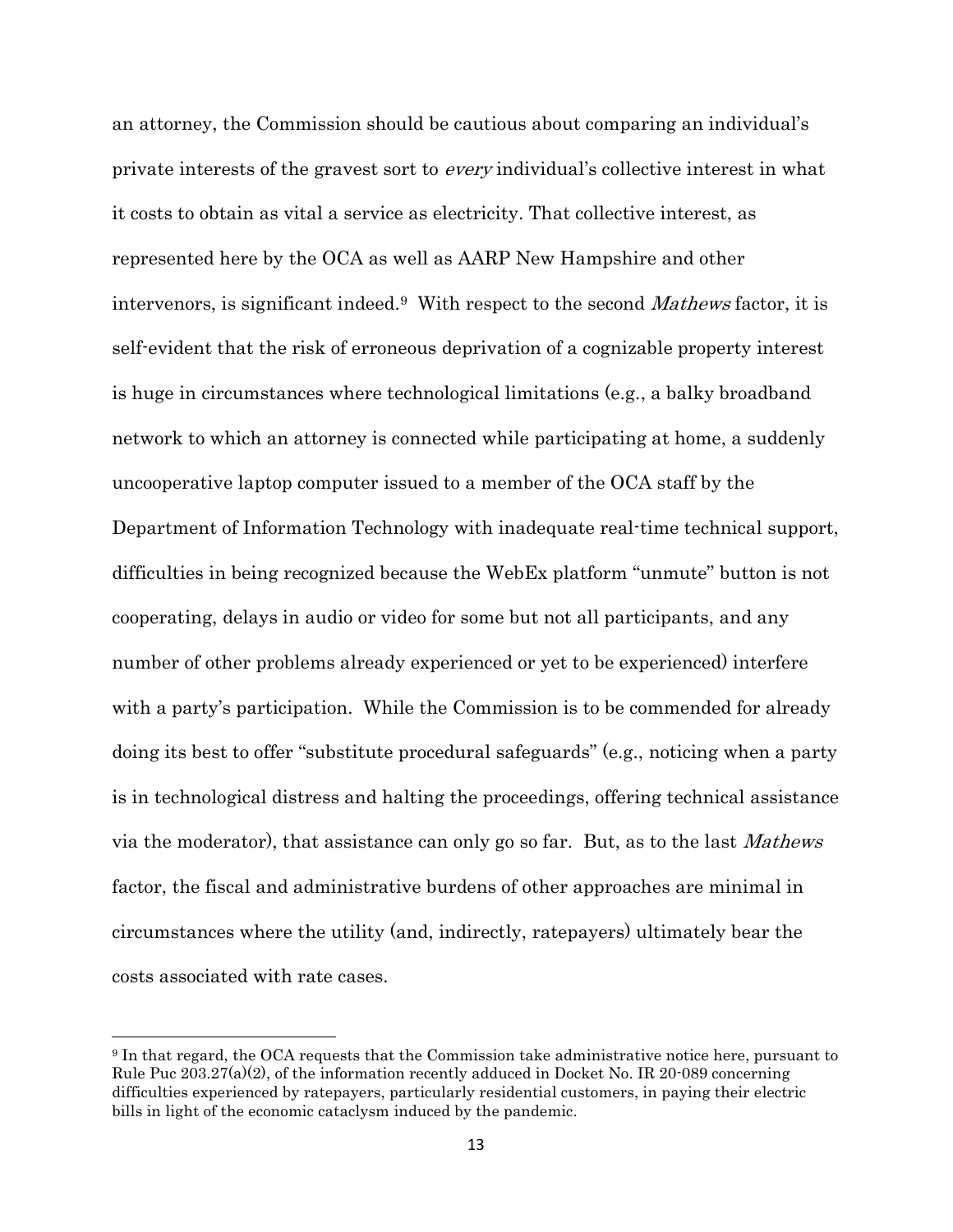an attorney, the Commission should be cautious about comparing an individual's private interests of the gravest sort to *every* individual's collective interest in what it costs to obtain as vital a service as electricity. That collective interest, as represented here by the OCA as well as AARP New Hampshire and other intervenors, is significant indeed.[9] With respect to the second *Mathews* factor, it is self-evident that the risk of erroneous deprivation of a cognizable property interest is huge in circumstances where technological limitations (e.g., a balky broadband network to which an attorney is connected while participating at home, a suddenly uncooperative laptop computer issued to a member of the OCA staff by the Department of Information Technology with inadequate real-time technical support, difficulties in being recognized because the WebEx platform "unmute" button is not cooperating, delays in audio or video for some but not all participants, and any number of other problems already experienced or yet to be experienced) interfere with a party's participation. While the Commission is to be commended for already doing its best to offer "substitute procedural safeguards" (e.g., noticing when a party is in technological distress and halting the proceedings, offering technical assistance via the moderator), that assistance can only go so far. But, as to the last *Mathews* factor, the fiscal and administrative burdens of other approaches are minimal in circumstances where the utility (and, indirectly, ratepayers) ultimately bear the costs associated with rate cases.

---

[9] In that regard, the OCA requests that the Commission take administrative notice here, pursuant to Rule Puc 203.27(a)(2), of the information recently adduced in Docket No. IR 20-089 concerning difficulties experienced by ratepayers, particularly residential customers, in paying their electric bills in light of the economic cataclysm induced by the pandemic.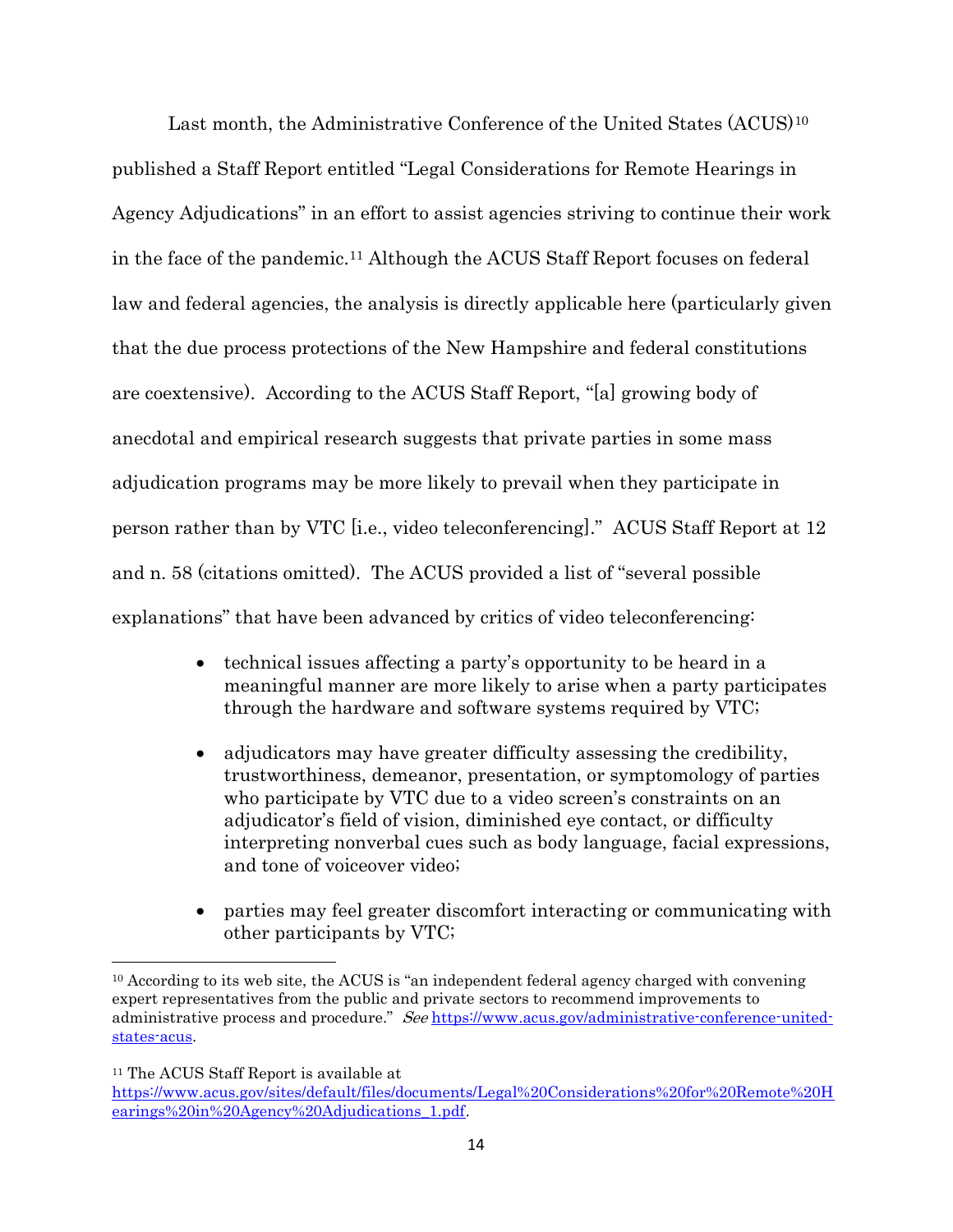Last month, the Administrative Conference of the United States (ACUS)[10] published a Staff Report entitled "Legal Considerations for Remote Hearings in Agency Adjudications" in an effort to assist agencies striving to continue their work in the face of the pandemic.[11] Although the ACUS Staff Report focuses on federal law and federal agencies, the analysis is directly applicable here (particularly given that the due process protections of the New Hampshire and federal constitutions are coextensive). According to the ACUS Staff Report, "[a] growing body of anecdotal and empirical research suggests that private parties in some mass adjudication programs may be more likely to prevail when they participate in person rather than by VTC [i.e., video teleconferencing]." ACUS Staff Report at 12 and n. 58 (citations omitted). The ACUS provided a list of "several possible explanations" that have been advanced by critics of video teleconferencing:

- technical issues affecting a party's opportunity to be heard in a meaningful manner are more likely to arise when a party participates through the hardware and software systems required by VTC;
- adjudicators may have greater difficulty assessing the credibility, trustworthiness, demeanor, presentation, or symptomology of parties who participate by VTC due to a video screen's constraints on an adjudicator's field of vision, diminished eye contact, or difficulty interpreting nonverbal cues such as body language, facial expressions, and tone of voiceover video;
- parties may feel greater discomfort interacting or communicating with other participants by VTC;

---

[10] According to its web site, the ACUS is "an independent federal agency charged with convening expert representatives from the public and private sectors to recommend improvements to administrative process and procedure." *See* https://www.acus.gov/administrative-conference-united-states-acus.

[11] The ACUS Staff Report is available at https://www.acus.gov/sites/default/files/documents/Legal%20Considerations%20for%20Remote%20Hearings%20in%20Agency%20Adjudications_1.pdf.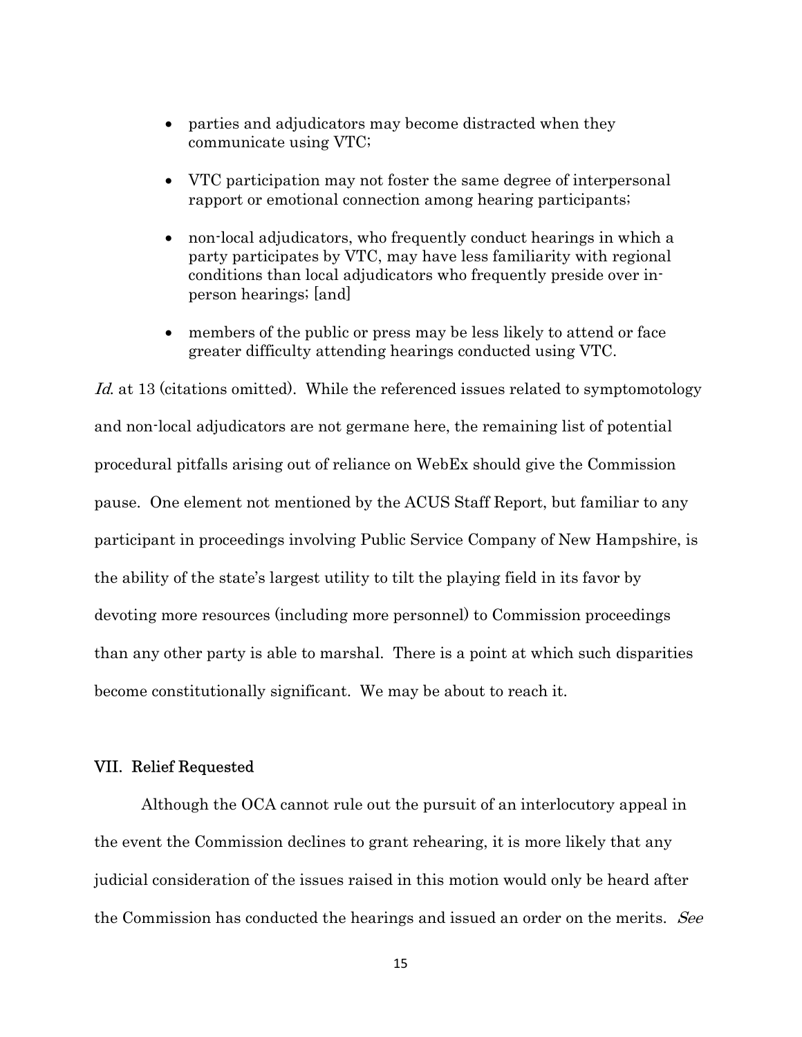- parties and adjudicators may become distracted when they communicate using VTC;
- VTC participation may not foster the same degree of interpersonal rapport or emotional connection among hearing participants;
- non-local adjudicators, who frequently conduct hearings in which a party participates by VTC, may have less familiarity with regional conditions than local adjudicators who frequently preside over in-person hearings; [and]
- members of the public or press may be less likely to attend or face greater difficulty attending hearings conducted using VTC.

*Id.* at 13 (citations omitted). While the referenced issues related to symptomotology and non-local adjudicators are not germane here, the remaining list of potential procedural pitfalls arising out of reliance on WebEx should give the Commission pause. One element not mentioned by the ACUS Staff Report, but familiar to any participant in proceedings involving Public Service Company of New Hampshire, is the ability of the state's largest utility to tilt the playing field in its favor by devoting more resources (including more personnel) to Commission proceedings than any other party is able to marshal. There is a point at which such disparities become constitutionally significant. We may be about to reach it.

## VII. Relief Requested

Although the OCA cannot rule out the pursuit of an interlocutory appeal in the event the Commission declines to grant rehearing, it is more likely that any judicial consideration of the issues raised in this motion would only be heard after the Commission has conducted the hearings and issued an order on the merits. *See*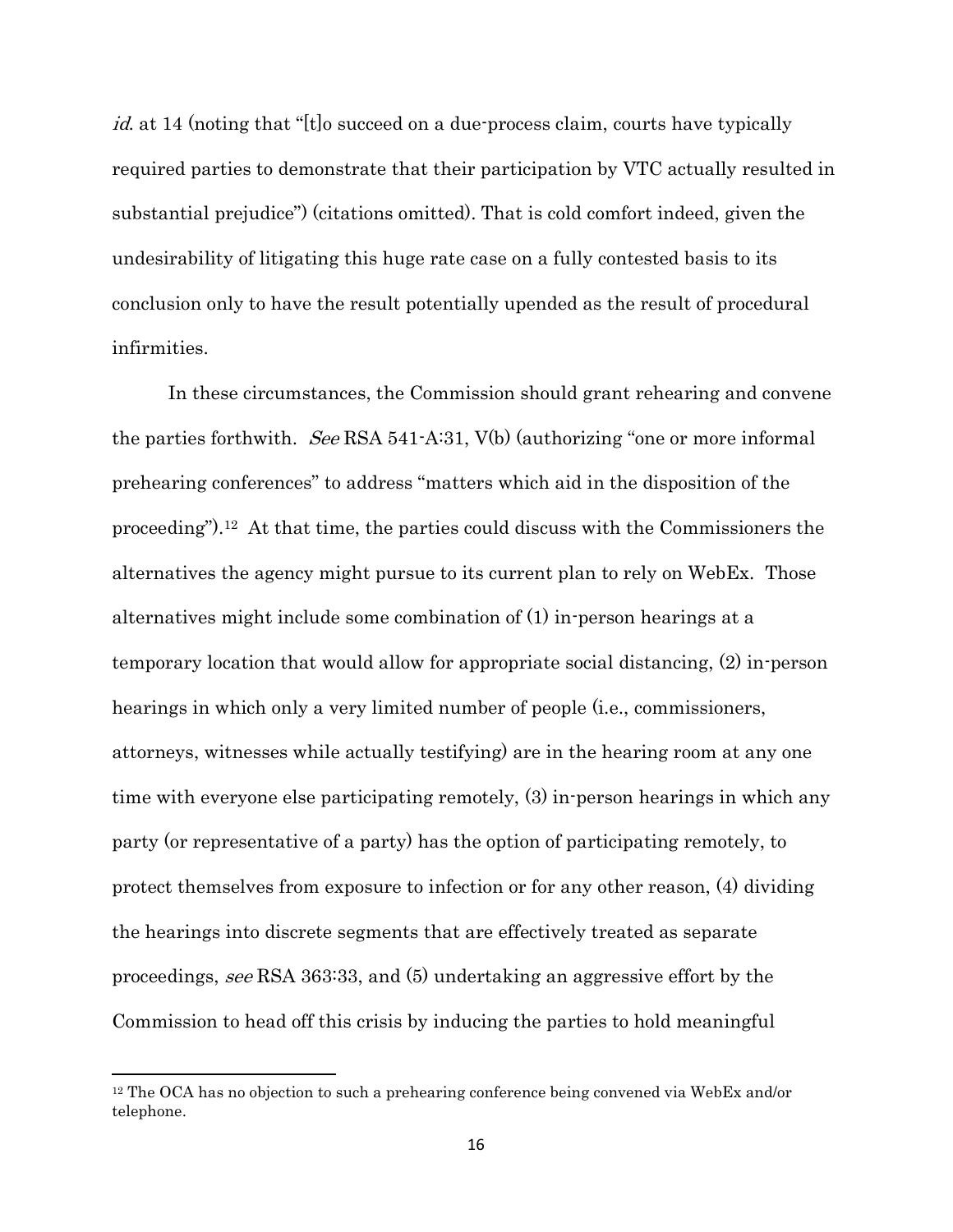*id.* at 14 (noting that "[t]o succeed on a due-process claim, courts have typically required parties to demonstrate that their participation by VTC actually resulted in substantial prejudice") (citations omitted). That is cold comfort indeed, given the undesirability of litigating this huge rate case on a fully contested basis to its conclusion only to have the result potentially upended as the result of procedural infirmities.

In these circumstances, the Commission should grant rehearing and convene the parties forthwith. *See* RSA 541-A:31, V(b) (authorizing "one or more informal prehearing conferences" to address "matters which aid in the disposition of the proceeding").[12] At that time, the parties could discuss with the Commissioners the alternatives the agency might pursue to its current plan to rely on WebEx. Those alternatives might include some combination of (1) in-person hearings at a temporary location that would allow for appropriate social distancing, (2) in-person hearings in which only a very limited number of people (i.e., commissioners, attorneys, witnesses while actually testifying) are in the hearing room at any one time with everyone else participating remotely, (3) in-person hearings in which any party (or representative of a party) has the option of participating remotely, to protect themselves from exposure to infection or for any other reason, (4) dividing the hearings into discrete segments that are effectively treated as separate proceedings, *see* RSA 363:33, and (5) undertaking an aggressive effort by the Commission to head off this crisis by inducing the parties to hold meaningful

---

[12] The OCA has no objection to such a prehearing conference being convened via WebEx and/or telephone.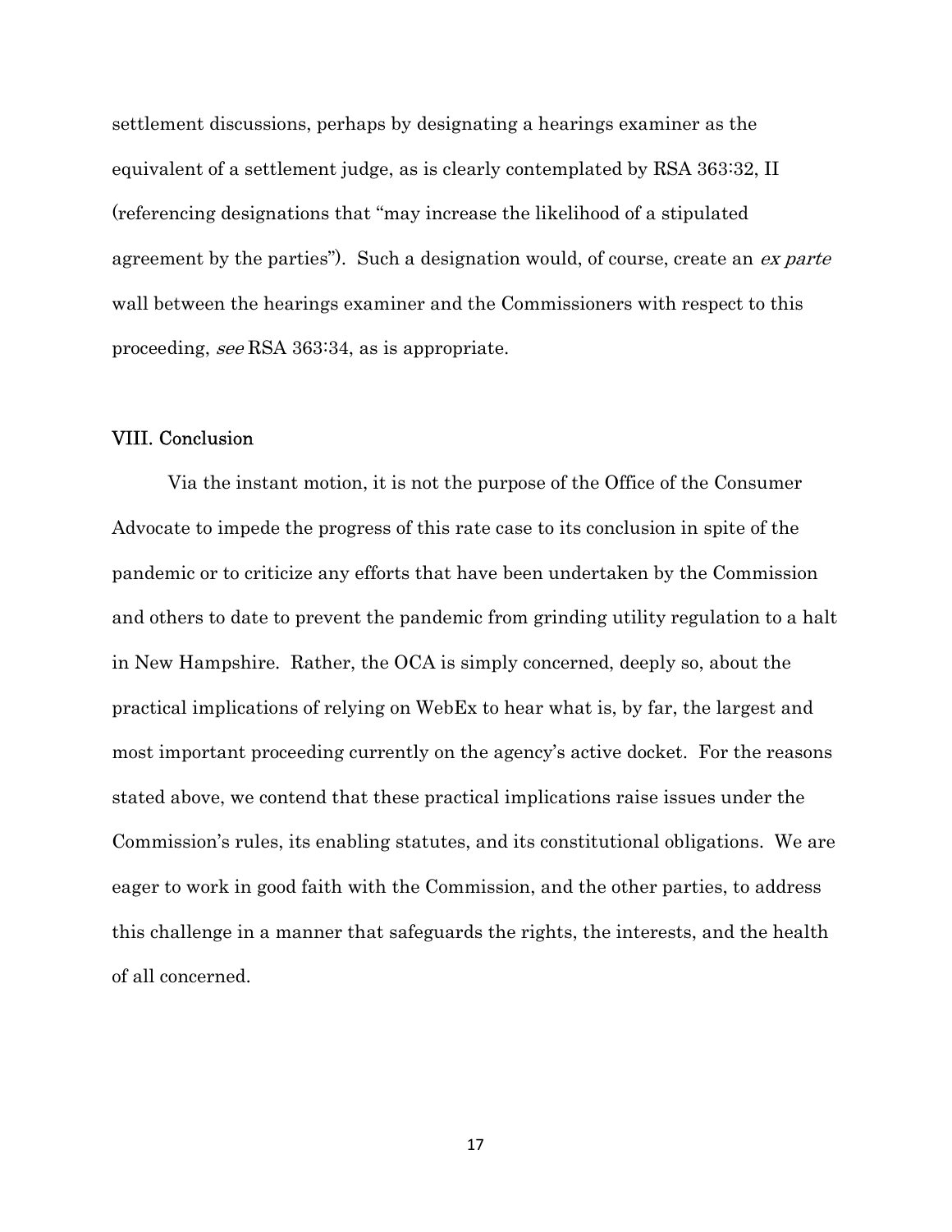settlement discussions, perhaps by designating a hearings examiner as the equivalent of a settlement judge, as is clearly contemplated by RSA 363:32, II (referencing designations that "may increase the likelihood of a stipulated agreement by the parties"). Such a designation would, of course, create an *ex parte* wall between the hearings examiner and the Commissioners with respect to this proceeding, *see* RSA 363:34, as is appropriate.

## VIII. Conclusion

Via the instant motion, it is not the purpose of the Office of the Consumer Advocate to impede the progress of this rate case to its conclusion in spite of the pandemic or to criticize any efforts that have been undertaken by the Commission and others to date to prevent the pandemic from grinding utility regulation to a halt in New Hampshire. Rather, the OCA is simply concerned, deeply so, about the practical implications of relying on WebEx to hear what is, by far, the largest and most important proceeding currently on the agency's active docket. For the reasons stated above, we contend that these practical implications raise issues under the Commission's rules, its enabling statutes, and its constitutional obligations. We are eager to work in good faith with the Commission, and the other parties, to address this challenge in a manner that safeguards the rights, the interests, and the health of all concerned.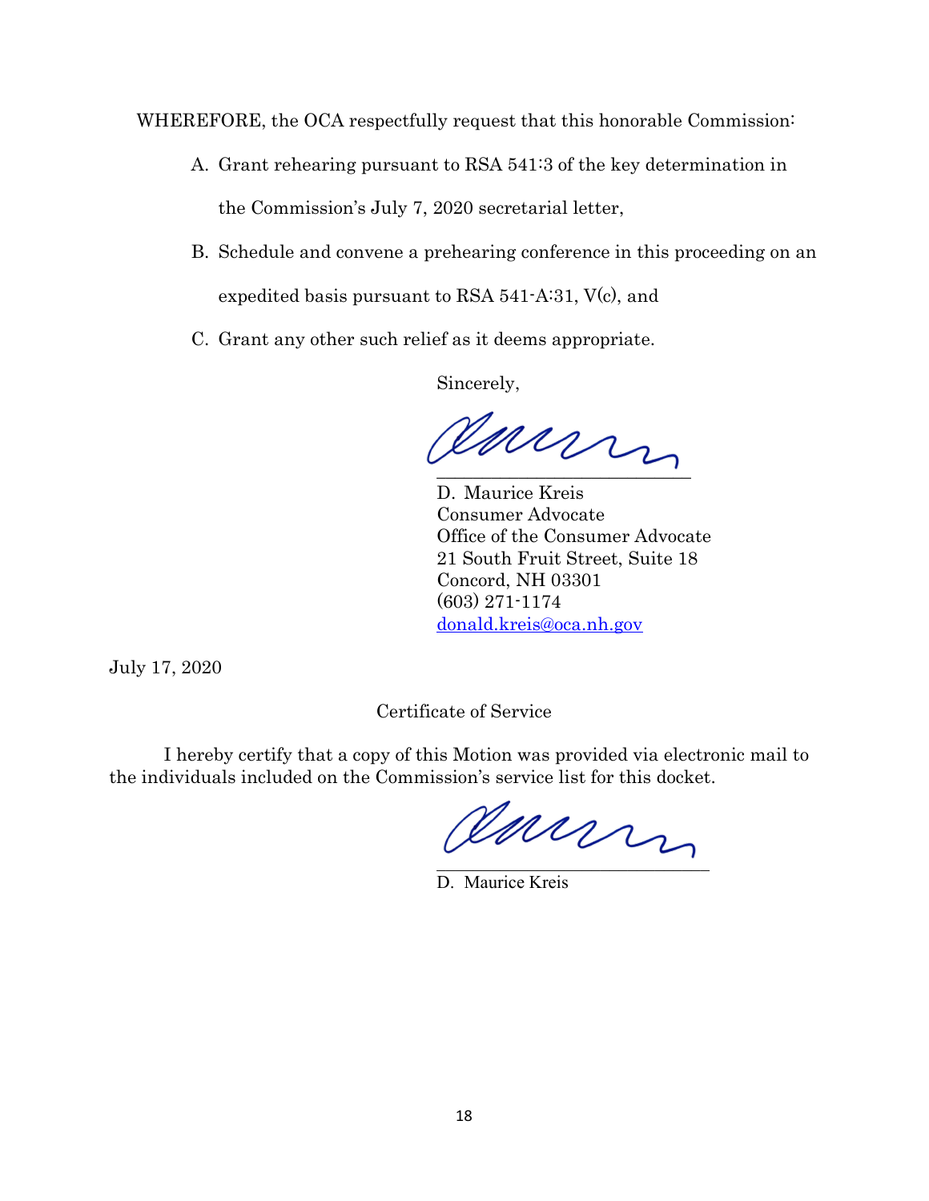WHEREFORE, the OCA respectfully request that this honorable Commission:

A. Grant rehearing pursuant to RSA 541:3 of the key determination in the Commission's July 7, 2020 secretarial letter,

B. Schedule and convene a prehearing conference in this proceeding on an expedited basis pursuant to RSA 541-A:31, V(c), and

C. Grant any other such relief as it deems appropriate.

Sincerely,

\_\_\_\_\_\_\_\_\_\_\_\_\_\_\_\_\_\_\_\_\_\_\_\_\_\_\_\_

D. Maurice Kreis
Consumer Advocate
Office of the Consumer Advocate
21 South Fruit Street, Suite 18
Concord, NH 03301
(603) 271-1174
donald.kreis@oca.nh.gov

July 17, 2020

Certificate of Service

I hereby certify that a copy of this Motion was provided via electronic mail to the individuals included on the Commission's service list for this docket.

\_\_\_\_\_\_\_\_\_\_\_\_\_\_\_\_\_\_\_\_\_\_\_\_\_\_\_\_

D. Maurice Kreis